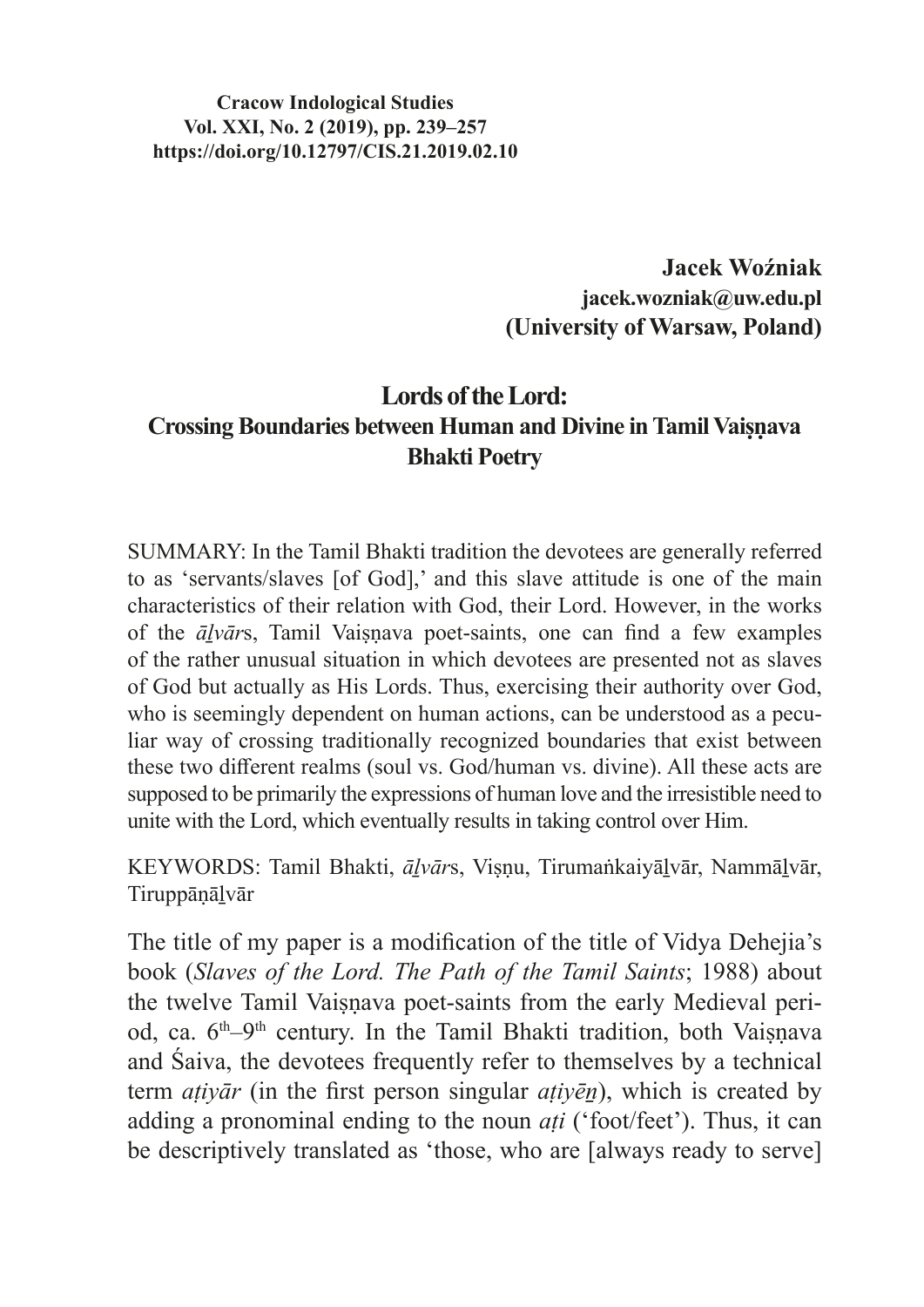**Cracow Indological Studies**
**Vol. XXI, No. 2 (2019), pp. 239–257**
**https://doi.org/10.12797/CIS.21.2019.02.10**

**Jacek Woźniak**
**jacek.wozniak@uw.edu.pl**
**(University of Warsaw, Poland)**

# Lords of the Lord: Crossing Boundaries between Human and Divine in Tamil Vaiṣṇava Bhakti Poetry

SUMMARY: In the Tamil Bhakti tradition the devotees are generally referred to as 'servants/slaves [of God],' and this slave attitude is one of the main characteristics of their relation with God, their Lord. However, in the works of the *āḻvār*s, Tamil Vaiṣṇava poet-saints, one can find a few examples of the rather unusual situation in which devotees are presented not as slaves of God but actually as His Lords. Thus, exercising their authority over God, who is seemingly dependent on human actions, can be understood as a peculiar way of crossing traditionally recognized boundaries that exist between these two different realms (soul vs. God/human vs. divine). All these acts are supposed to be primarily the expressions of human love and the irresistible need to unite with the Lord, which eventually results in taking control over Him.

KEYWORDS: Tamil Bhakti, *āḻvār*s, Viṣṇu, Tirumaṅkaiyāḻvār, Nammāḻvār, Tiruppāṇāḻvār

The title of my paper is a modification of the title of Vidya Dehejia's book (*Slaves of the Lord. The Path of the Tamil Saints*; 1988) about the twelve Tamil Vaiṣṇava poet-saints from the early Medieval period, ca. 6th–9th century. In the Tamil Bhakti tradition, both Vaiṣṇava and Śaiva, the devotees frequently refer to themselves by a technical term *aṭiyār* (in the first person singular *aṭiyēṉ*), which is created by adding a pronominal ending to the noun *aṭi* ('foot/feet'). Thus, it can be descriptively translated as 'those, who are [always ready to serve]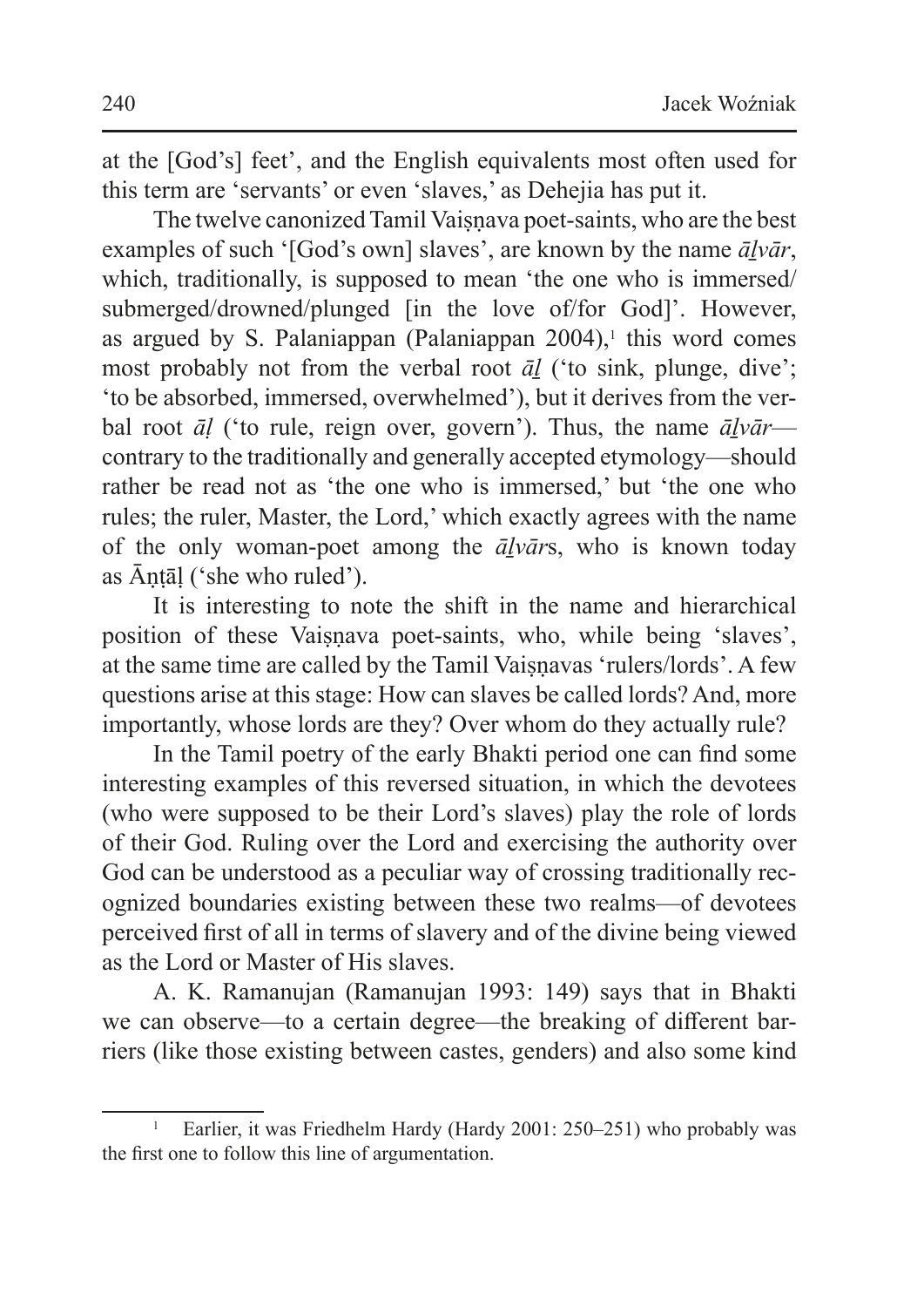at the [God's] feet', and the English equivalents most often used for this term are 'servants' or even 'slaves,' as Dehejia has put it.

The twelve canonized Tamil Vaiṣṇava poet-saints, who are the best examples of such '[God's own] slaves', are known by the name *āḻvār*, which, traditionally, is supposed to mean 'the one who is immersed/submerged/drowned/plunged [in the love of/for God]'. However, as argued by S. Palaniappan (Palaniappan 2004),[1] this word comes most probably not from the verbal root *āḻ* ('to sink, plunge, dive'; 'to be absorbed, immersed, overwhelmed'), but it derives from the verbal root *āḷ* ('to rule, reign over, govern'). Thus, the name *āḻvār*—contrary to the traditionally and generally accepted etymology—should rather be read not as 'the one who is immersed,' but 'the one who rules; the ruler, Master, the Lord,' which exactly agrees with the name of the only woman-poet among the *āḻvār*s, who is known today as Āṇṭāḷ ('she who ruled').

It is interesting to note the shift in the name and hierarchical position of these Vaiṣṇava poet-saints, who, while being 'slaves', at the same time are called by the Tamil Vaiṣṇavas 'rulers/lords'. A few questions arise at this stage: How can slaves be called lords? And, more importantly, whose lords are they? Over whom do they actually rule?

In the Tamil poetry of the early Bhakti period one can find some interesting examples of this reversed situation, in which the devotees (who were supposed to be their Lord's slaves) play the role of lords of their God. Ruling over the Lord and exercising the authority over God can be understood as a peculiar way of crossing traditionally recognized boundaries existing between these two realms—of devotees perceived first of all in terms of slavery and of the divine being viewed as the Lord or Master of His slaves.

A. K. Ramanujan (Ramanujan 1993: 149) says that in Bhakti we can observe—to a certain degree—the breaking of different barriers (like those existing between castes, genders) and also some kind

[1] Earlier, it was Friedhelm Hardy (Hardy 2001: 250–251) who probably was the first one to follow this line of argumentation.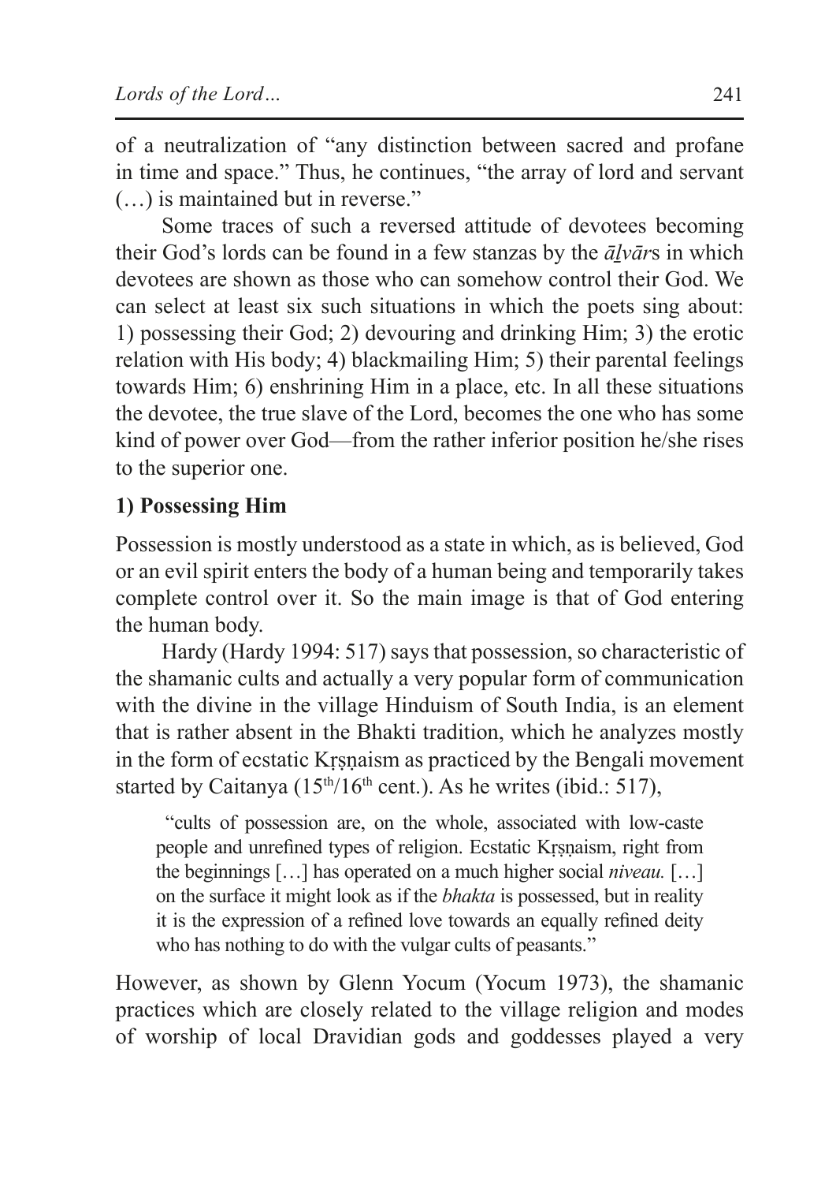of a neutralization of "any distinction between sacred and profane in time and space." Thus, he continues, "the array of lord and servant (…) is maintained but in reverse."

Some traces of such a reversed attitude of devotees becoming their God's lords can be found in a few stanzas by the *āḻvār*s in which devotees are shown as those who can somehow control their God. We can select at least six such situations in which the poets sing about: 1) possessing their God; 2) devouring and drinking Him; 3) the erotic relation with His body; 4) blackmailing Him; 5) their parental feelings towards Him; 6) enshrining Him in a place, etc. In all these situations the devotee, the true slave of the Lord, becomes the one who has some kind of power over God—from the rather inferior position he/she rises to the superior one.

### 1) Possessing Him

Possession is mostly understood as a state in which, as is believed, God or an evil spirit enters the body of a human being and temporarily takes complete control over it. So the main image is that of God entering the human body.

Hardy (Hardy 1994: 517) says that possession, so characteristic of the shamanic cults and actually a very popular form of communication with the divine in the village Hinduism of South India, is an element that is rather absent in the Bhakti tradition, which he analyzes mostly in the form of ecstatic Kṛṣṇaism as practiced by the Bengali movement started by Caitanya (15th/16th cent.). As he writes (ibid.: 517),

> "cults of possession are, on the whole, associated with low-caste people and unrefined types of religion. Ecstatic Kṛṣṇaism, right from the beginnings […] has operated on a much higher social *niveau.* […] on the surface it might look as if the *bhakta* is possessed, but in reality it is the expression of a refined love towards an equally refined deity who has nothing to do with the vulgar cults of peasants."

However, as shown by Glenn Yocum (Yocum 1973), the shamanic practices which are closely related to the village religion and modes of worship of local Dravidian gods and goddesses played a very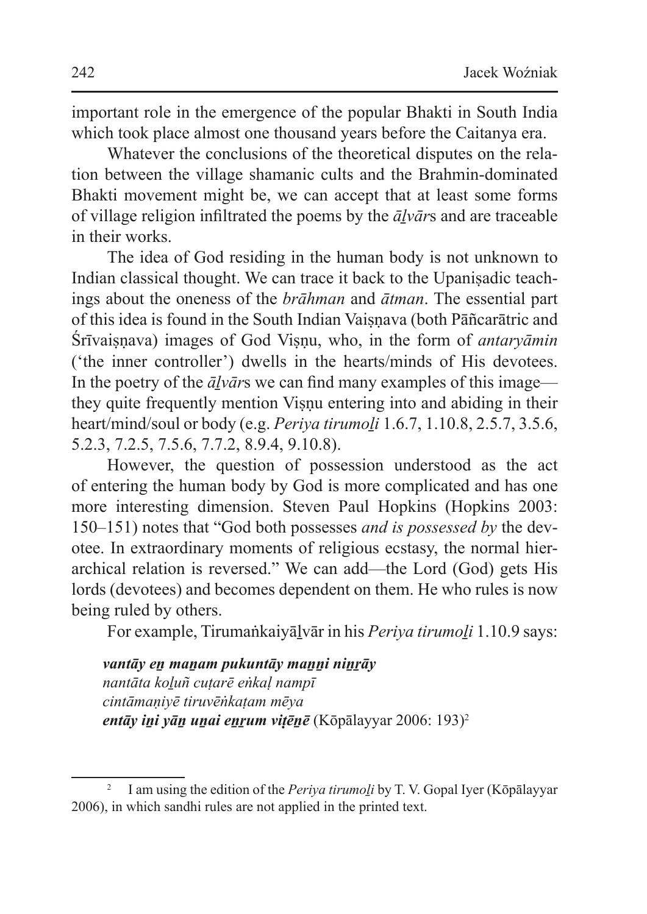important role in the emergence of the popular Bhakti in South India which took place almost one thousand years before the Caitanya era.

Whatever the conclusions of the theoretical disputes on the relation between the village shamanic cults and the Brahmin-dominated Bhakti movement might be, we can accept that at least some forms of village religion infiltrated the poems by the *āḻvār*s and are traceable in their works.

The idea of God residing in the human body is not unknown to Indian classical thought. We can trace it back to the Upaniṣadic teachings about the oneness of the *brāhman* and *ātman*. The essential part of this idea is found in the South Indian Vaiṣṇava (both Pāñcarātric and Śrīvaiṣṇava) images of God Viṣṇu, who, in the form of *antaryāmin* ('the inner controller') dwells in the hearts/minds of His devotees. In the poetry of the *āḻvār*s we can find many examples of this image—they quite frequently mention Viṣṇu entering into and abiding in their heart/mind/soul or body (e.g. *Periya tirumoḻi* 1.6.7, 1.10.8, 2.5.7, 3.5.6, 5.2.3, 7.2.5, 7.5.6, 7.7.2, 8.9.4, 9.10.8).

However, the question of possession understood as the act of entering the human body by God is more complicated and has one more interesting dimension. Steven Paul Hopkins (Hopkins 2003: 150–151) notes that "God both possesses *and is possessed by* the devotee. In extraordinary moments of religious ecstasy, the normal hierarchical relation is reversed." We can add—the Lord (God) gets His lords (devotees) and becomes dependent on them. He who rules is now being ruled by others.

For example, Tirumaṅkaiyāḻvār in his *Periya tirumoḻi* 1.10.9 says:

> ***vantāy eṉ maṉam pukuntāy maṉṉi niṉṟāy***
> *nantāta koḻuñ cuṭarē eṅkaḷ nampī*
> *cintāmaṇiyē tiruvēṅkaṭam mēya*
> ***entāy iṉi yāṉ uṉai eṉṟum viṭēṉē*** (Kōpālayyar 2006: 193)[2]

[2] I am using the edition of the *Periya tirumoḻi* by T. V. Gopal Iyer (Kōpālayyar 2006), in which sandhi rules are not applied in the printed text.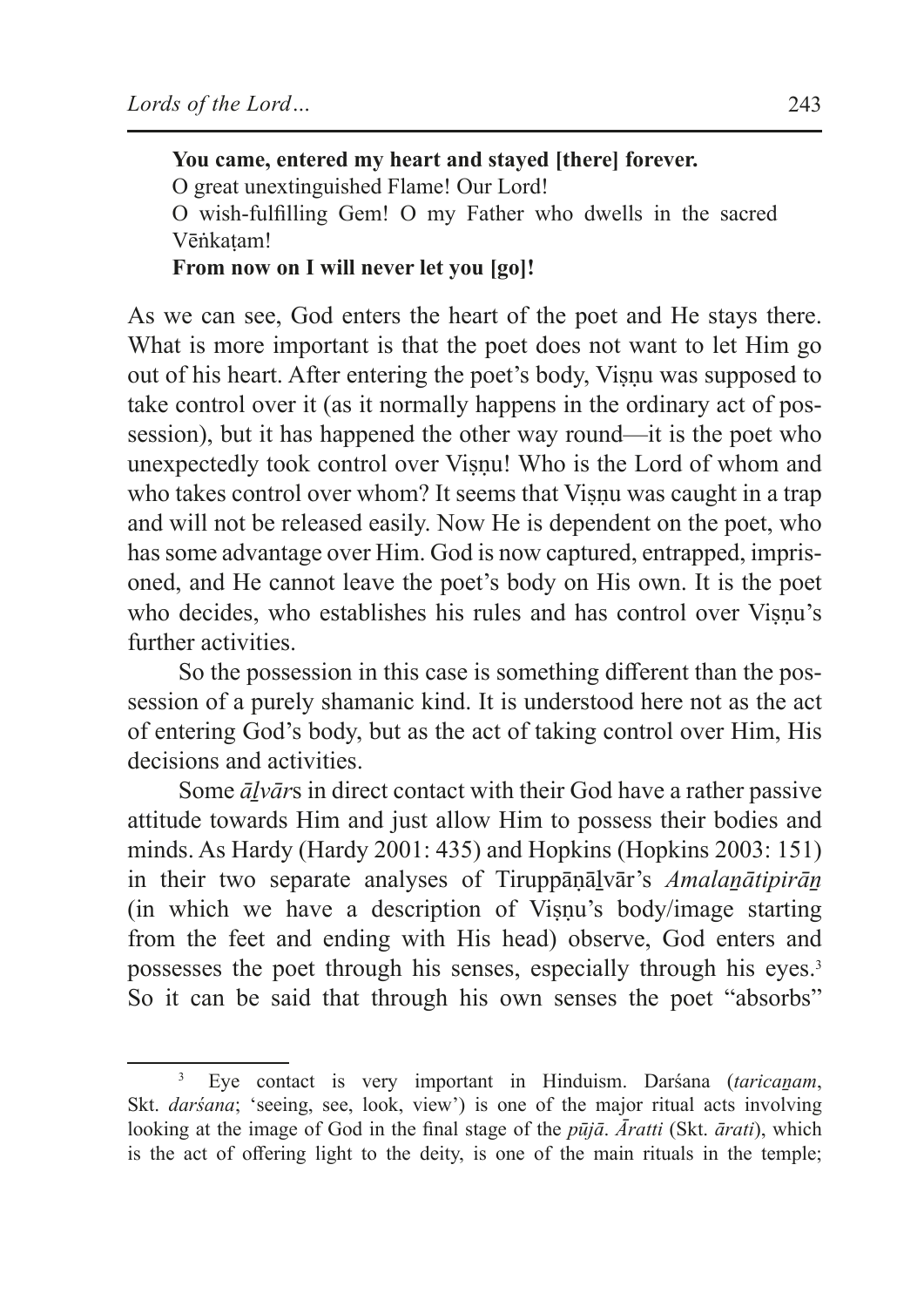> **You came, entered my heart and stayed [there] forever.**
> O great unextinguished Flame! Our Lord!
> O wish-fulfilling Gem! O my Father who dwells in the sacred Vēṅkaṭam!
> **From now on I will never let you [go]!**

As we can see, God enters the heart of the poet and He stays there. What is more important is that the poet does not want to let Him go out of his heart. After entering the poet's body, Viṣṇu was supposed to take control over it (as it normally happens in the ordinary act of possession), but it has happened the other way round—it is the poet who unexpectedly took control over Viṣṇu! Who is the Lord of whom and who takes control over whom? It seems that Viṣṇu was caught in a trap and will not be released easily. Now He is dependent on the poet, who has some advantage over Him. God is now captured, entrapped, imprisoned, and He cannot leave the poet's body on His own. It is the poet who decides, who establishes his rules and has control over Viṣṇu's further activities.

So the possession in this case is something different than the possession of a purely shamanic kind. It is understood here not as the act of entering God's body, but as the act of taking control over Him, His decisions and activities.

Some *āḻvār*s in direct contact with their God have a rather passive attitude towards Him and just allow Him to possess their bodies and minds. As Hardy (Hardy 2001: 435) and Hopkins (Hopkins 2003: 151) in their two separate analyses of Tiruppāṇāḻvār's *Amalaṉātipirāṉ* (in which we have a description of Viṣṇu's body/image starting from the feet and ending with His head) observe, God enters and possesses the poet through his senses, especially through his eyes.[3] So it can be said that through his own senses the poet "absorbs"

---

[3] Eye contact is very important in Hinduism. Darśana (*taricaṉam*, Skt. *darśana*; 'seeing, see, look, view') is one of the major ritual acts involving looking at the image of God in the final stage of the *pūjā*. *Āratti* (Skt. *ārati*), which is the act of offering light to the deity, is one of the main rituals in the temple;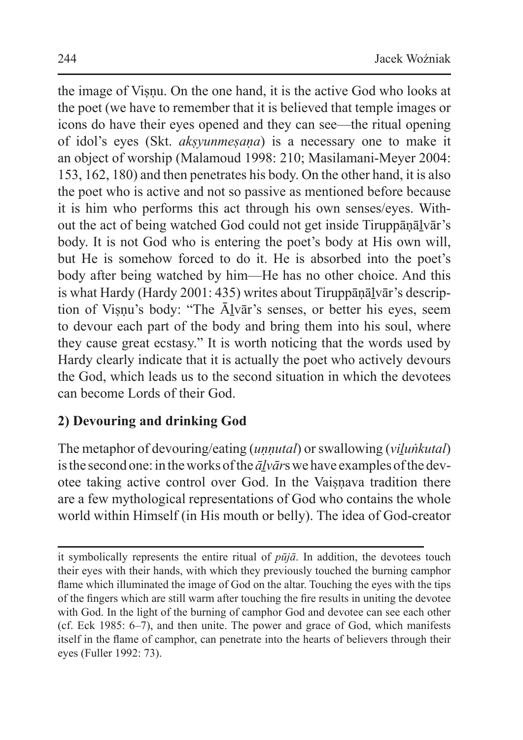the image of Viṣṇu. On the one hand, it is the active God who looks at the poet (we have to remember that it is believed that temple images or icons do have their eyes opened and they can see—the ritual opening of idol's eyes (Skt. *akṣyunmeṣaṇa*) is a necessary one to make it an object of worship (Malamoud 1998: 210; Masilamani-Meyer 2004: 153, 162, 180) and then penetrates his body. On the other hand, it is also the poet who is active and not so passive as mentioned before because it is him who performs this act through his own senses/eyes. Without the act of being watched God could not get inside Tiruppāṇāḻvār's body. It is not God who is entering the poet's body at His own will, but He is somehow forced to do it. He is absorbed into the poet's body after being watched by him—He has no other choice. And this is what Hardy (Hardy 2001: 435) writes about Tiruppāṇāḻvār's description of Viṣṇu's body: "The Āḻvār's senses, or better his eyes, seem to devour each part of the body and bring them into his soul, where they cause great ecstasy." It is worth noticing that the words used by Hardy clearly indicate that it is actually the poet who actively devours the God, which leads us to the second situation in which the devotees can become Lords of their God.

## 2) Devouring and drinking God

The metaphor of devouring/eating (*uṇṇutal*) or swallowing (*viḻuṅkutal*) is the second one: in the works of the *āḻvār*s we have examples of the devotee taking active control over God. In the Vaiṣṇava tradition there are a few mythological representations of God who contains the whole world within Himself (in His mouth or belly). The idea of God-creator

---

it symbolically represents the entire ritual of *pūjā*. In addition, the devotees touch their eyes with their hands, with which they previously touched the burning camphor flame which illuminated the image of God on the altar. Touching the eyes with the tips of the fingers which are still warm after touching the fire results in uniting the devotee with God. In the light of the burning of camphor God and devotee can see each other (cf. Eck 1985: 6–7), and then unite. The power and grace of God, which manifests itself in the flame of camphor, can penetrate into the hearts of believers through their eyes (Fuller 1992: 73).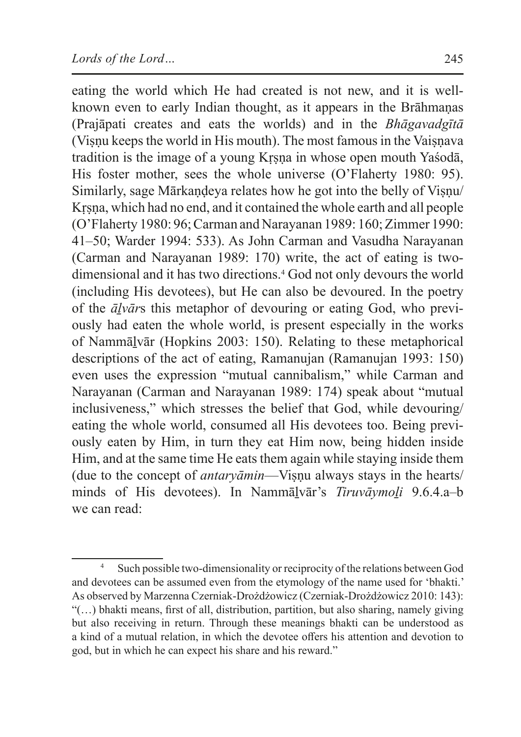eating the world which He had created is not new, and it is well-known even to early Indian thought, as it appears in the Brāhmaṇas (Prajāpati creates and eats the worlds) and in the *Bhāgavadgītā* (Viṣṇu keeps the world in His mouth). The most famous in the Vaiṣṇava tradition is the image of a young Kṛṣṇa in whose open mouth Yaśodā, His foster mother, sees the whole universe (O'Flaherty 1980: 95). Similarly, sage Mārkaṇḍeya relates how he got into the belly of Viṣṇu/Kṛṣṇa, which had no end, and it contained the whole earth and all people (O'Flaherty 1980: 96; Carman and Narayanan 1989: 160; Zimmer 1990: 41–50; Warder 1994: 533). As John Carman and Vasudha Narayanan (Carman and Narayanan 1989: 170) write, the act of eating is two-dimensional and it has two directions.[4] God not only devours the world (including His devotees), but He can also be devoured. In the poetry of the *āḻvār*s this metaphor of devouring or eating God, who previously had eaten the whole world, is present especially in the works of Nammāḻvār (Hopkins 2003: 150). Relating to these metaphorical descriptions of the act of eating, Ramanujan (Ramanujan 1993: 150) even uses the expression "mutual cannibalism," while Carman and Narayanan (Carman and Narayanan 1989: 174) speak about "mutual inclusiveness," which stresses the belief that God, while devouring/eating the whole world, consumed all His devotees too. Being previously eaten by Him, in turn they eat Him now, being hidden inside Him, and at the same time He eats them again while staying inside them (due to the concept of *antaryāmin*—Viṣṇu always stays in the hearts/minds of His devotees). In Nammāḻvār's *Tiruvāymoḻi* 9.6.4.a–b we can read:

[4] Such possible two-dimensionality or reciprocity of the relations between God and devotees can be assumed even from the etymology of the name used for 'bhakti.' As observed by Marzenna Czerniak-Drożdżowicz (Czerniak-Drożdżowicz 2010: 143): "(…) bhakti means, first of all, distribution, partition, but also sharing, namely giving but also receiving in return. Through these meanings bhakti can be understood as a kind of a mutual relation, in which the devotee offers his attention and devotion to god, but in which he can expect his share and his reward."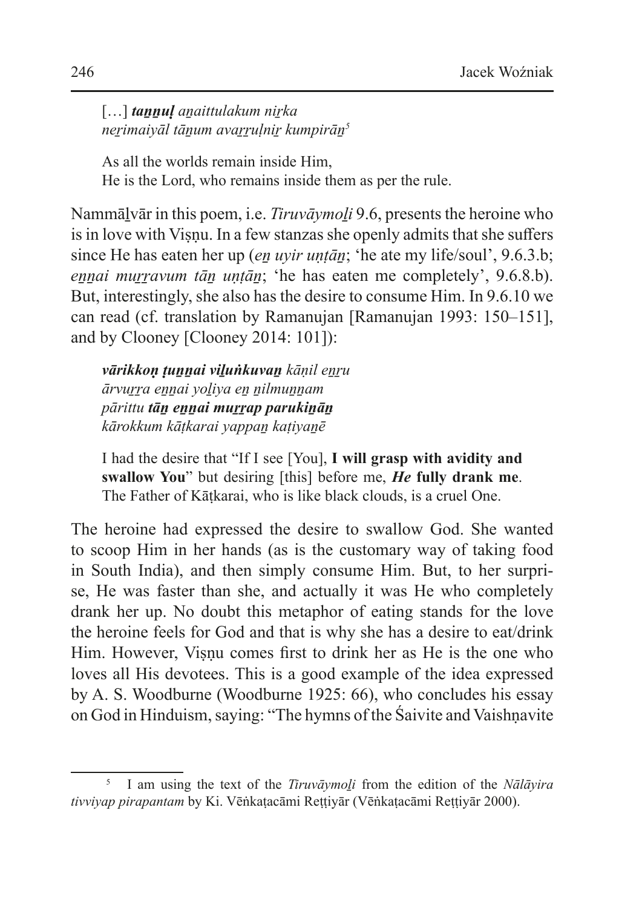[…] ***taṉṉuḷ** aṉaittulakum niṟka*
*neṟimaiyāl tāṉum avaṟṟuḷniṟ kumpirāṉ*[5]

As all the worlds remain inside Him,
He is the Lord, who remains inside them as per the rule.

Nammāḻvār in this poem, i.e. *Tiruvāymoḻi* 9.6, presents the heroine who is in love with Viṣṇu. In a few stanzas she openly admits that she suffers since He has eaten her up (*eṉ uyir uṇṭāṉ*; 'he ate my life/soul', 9.6.3.b; *eṉṉai muṟṟavum tāṉ uṇṭāṉ*; 'he has eaten me completely', 9.6.8.b). But, interestingly, she also has the desire to consume Him. In 9.6.10 we can read (cf. translation by Ramanujan [Ramanujan 1993: 150–151], and by Clooney [Clooney 2014: 101]):

***vārikkoṇ ṭuṉṉai viḻuṅkuvaṉ** kāṇil eṉṟu*
*ārvuṟṟa eṉṉai yoḻiya eṉ ṉilmuṉṉam*
*pārittu **tāṉ eṉṉai muṟṟap parukiṉāṉ***
*kārokkum kāṭkarai yappaṉ kaṭiyaṉē*

I had the desire that "If I see [You], **I will grasp with avidity and swallow You**" but desiring [this] before me, ***He* fully drank me**. The Father of Kāṭkarai, who is like black clouds, is a cruel One.

The heroine had expressed the desire to swallow God. She wanted to scoop Him in her hands (as is the customary way of taking food in South India), and then simply consume Him. But, to her surprise, He was faster than she, and actually it was He who completely drank her up. No doubt this metaphor of eating stands for the love the heroine feels for God and that is why she has a desire to eat/drink Him. However, Viṣṇu comes first to drink her as He is the one who loves all His devotees. This is a good example of the idea expressed by A. S. Woodburne (Woodburne 1925: 66), who concludes his essay on God in Hinduism, saying: "The hymns of the Śaivite and Vaishṇavite

---

[5] I am using the text of the *Tiruvāymoḻi* from the edition of the *Nālāyira tivviyap pirapantam* by Ki. Vēṅkaṭacāmi Reṭṭiyār (Vēṅkaṭacāmi Reṭṭiyār 2000).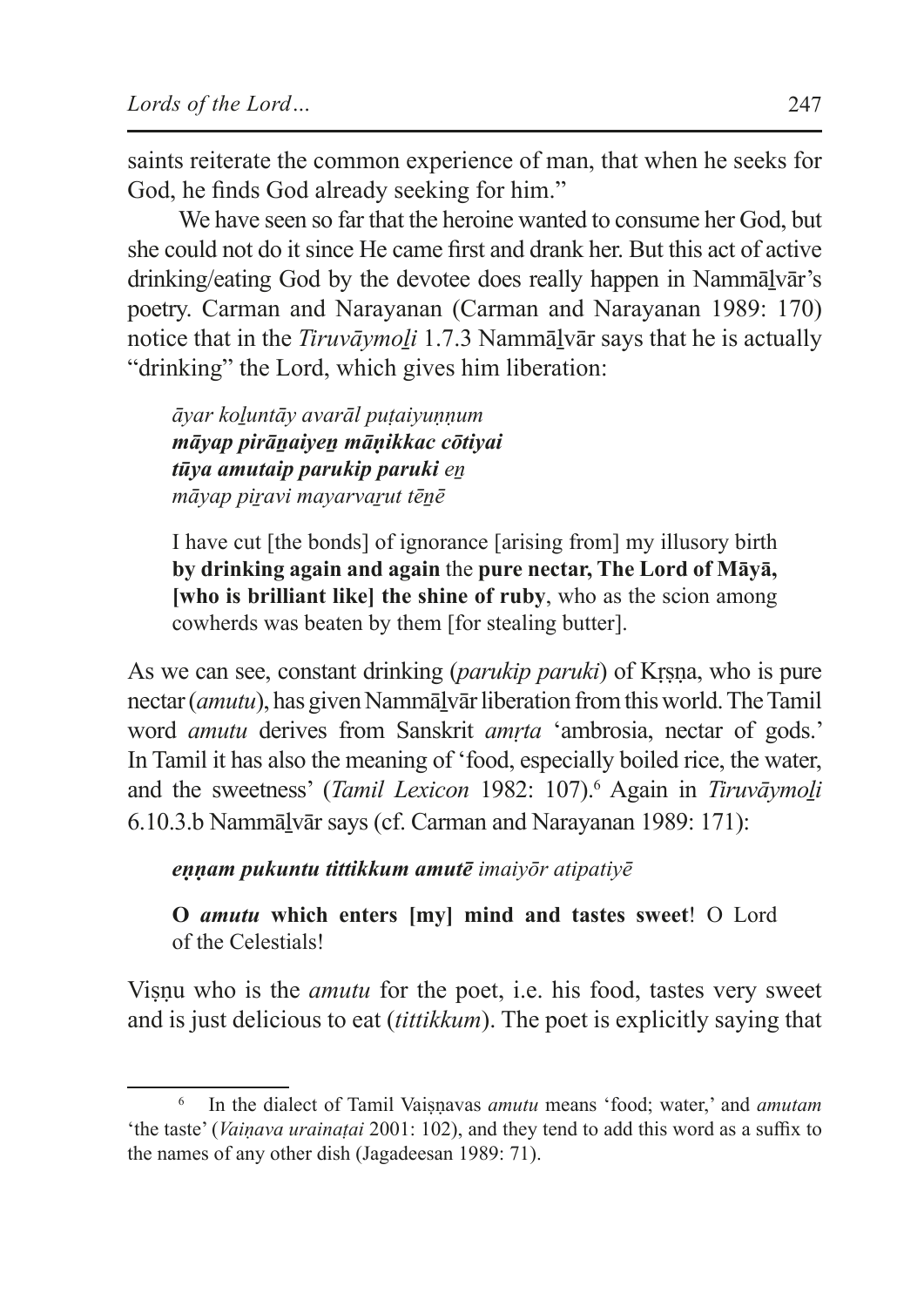saints reiterate the common experience of man, that when he seeks for God, he finds God already seeking for him."

We have seen so far that the heroine wanted to consume her God, but she could not do it since He came first and drank her. But this act of active drinking/eating God by the devotee does really happen in Nammāḻvār's poetry. Carman and Narayanan (Carman and Narayanan 1989: 170) notice that in the *Tiruvāymoḻi* 1.7.3 Nammāḻvār says that he is actually "drinking" the Lord, which gives him liberation:

> *āyar koḻuntāy avarāl puṭaiyuṇṇum*
> ***māyap pirāṉaiyeṉ māṇikkac cōtiyai***
> ***tūya amutaip parukip paruki*** *eṉ*
> *māyap piṟavi mayarvaṟut tēṉē*
>
> I have cut [the bonds] of ignorance [arising from] my illusory birth **by drinking again and again** the **pure nectar, The Lord of Māyā, [who is brilliant like] the shine of ruby**, who as the scion among cowherds was beaten by them [for stealing butter].

As we can see, constant drinking (*parukip paruki*) of Kṛṣṇa, who is pure nectar (*amutu*), has given Nammāḻvār liberation from this world. The Tamil word *amutu* derives from Sanskrit *amṛta* 'ambrosia, nectar of gods.' In Tamil it has also the meaning of 'food, especially boiled rice, the water, and the sweetness' (*Tamil Lexicon* 1982: 107).[6] Again in *Tiruvāymoḻi* 6.10.3.b Nammāḻvār says (cf. Carman and Narayanan 1989: 171):

> ***eṇṇam pukuntu tittikkum amutē*** *imaiyōr atipatiyē*
>
> **O *amutu* which enters [my] mind and tastes sweet**! O Lord of the Celestials!

Viṣṇu who is the *amutu* for the poet, i.e. his food, tastes very sweet and is just delicious to eat (*tittikkum*). The poet is explicitly saying that

---

[6] In the dialect of Tamil Vaiṣṇavas *amutu* means 'food; water,' and *amutam* 'the taste' (*Vaiṇava urainaṭai* 2001: 102), and they tend to add this word as a suffix to the names of any other dish (Jagadeesan 1989: 71).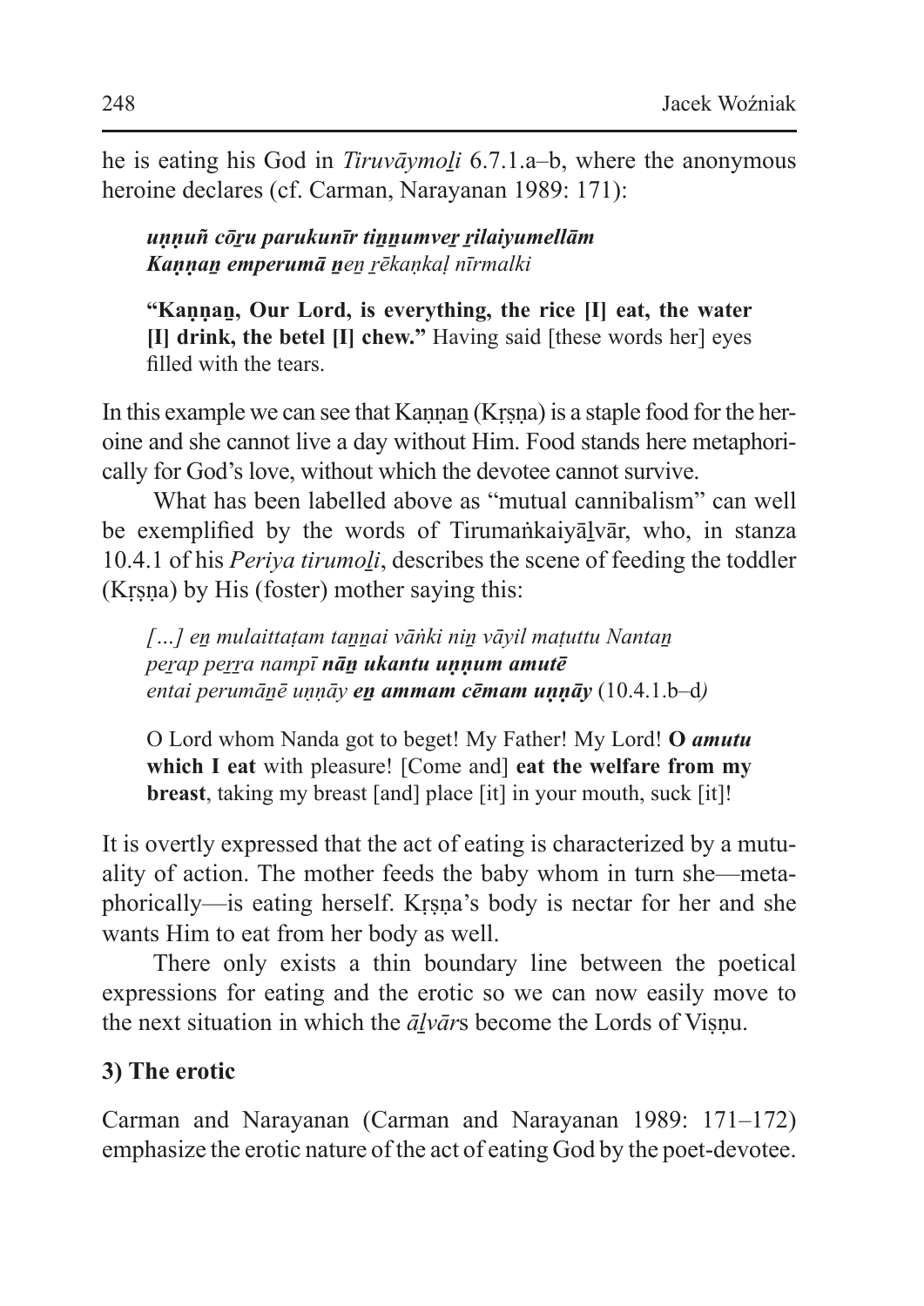he is eating his God in *Tiruvāymoḻi* 6.7.1.a–b, where the anonymous heroine declares (cf. Carman, Narayanan 1989: 171):

> ***uṇṇuñ cōṟu parukunīr tiṉṉumveṟ ṟilaiyumellām***
> ***Kaṇṇaṉ emperumā ṉ****eṉ ṟēkaṇkaḷ nīrmalki*
>
> **"Kaṇṇaṉ, Our Lord, is everything, the rice [I] eat, the water [I] drink, the betel [I] chew."** Having said [these words her] eyes filled with the tears.

In this example we can see that Kaṇṇaṉ (Kṛṣṇa) is a staple food for the heroine and she cannot live a day without Him. Food stands here metaphorically for God's love, without which the devotee cannot survive.

What has been labelled above as "mutual cannibalism" can well be exemplified by the words of Tirumaṅkaiyāḻvār, who, in stanza 10.4.1 of his *Periya tirumoḻi*, describes the scene of feeding the toddler (Kṛṣṇa) by His (foster) mother saying this:

> *[…] eṉ mulaittaṭam taṉṉai vāṅki niṉ vāyil maṭuttu Nantaṉ*
> *peṟap peṟṟa nampī* ***nāṉ ukantu uṇṇum amutē***
> *entai perumāṉē uṇṇāy* ***eṉ ammam cēmam uṇṇāy*** (10.4.1.b–d*)*
>
> O Lord whom Nanda got to beget! My Father! My Lord! **O *amutu* which I eat** with pleasure! [Come and] **eat the welfare from my breast**, taking my breast [and] place [it] in your mouth, suck [it]!

It is overtly expressed that the act of eating is characterized by a mutuality of action. The mother feeds the baby whom in turn she—metaphorically—is eating herself. Kṛṣṇa's body is nectar for her and she wants Him to eat from her body as well.

There only exists a thin boundary line between the poetical expressions for eating and the erotic so we can now easily move to the next situation in which the *āḻvār*s become the Lords of Viṣṇu.

## 3) The erotic

Carman and Narayanan (Carman and Narayanan 1989: 171–172) emphasize the erotic nature of the act of eating God by the poet-devotee.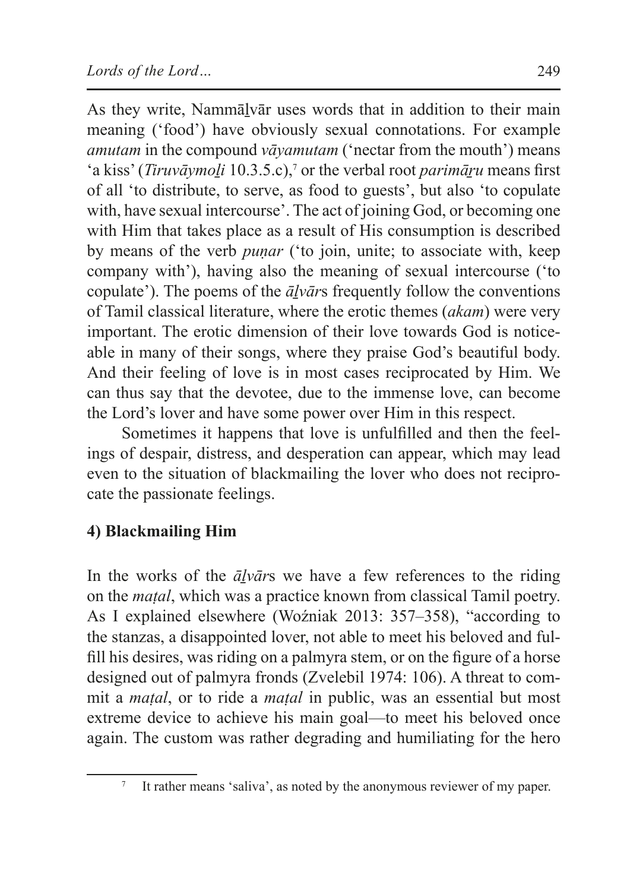As they write, Nammāḻvār uses words that in addition to their main meaning ('food') have obviously sexual connotations. For example *amutam* in the compound *vāyamutam* ('nectar from the mouth') means 'a kiss' (*Tiruvāymoḻi* 10.3.5.c),[7] or the verbal root *parimāṟu* means first of all 'to distribute, to serve, as food to guests', but also 'to copulate with, have sexual intercourse'. The act of joining God, or becoming one with Him that takes place as a result of His consumption is described by means of the verb *puṇar* ('to join, unite; to associate with, keep company with'), having also the meaning of sexual intercourse ('to copulate'). The poems of the *āḻvār*s frequently follow the conventions of Tamil classical literature, where the erotic themes (*akam*) were very important. The erotic dimension of their love towards God is noticeable in many of their songs, where they praise God's beautiful body. And their feeling of love is in most cases reciprocated by Him. We can thus say that the devotee, due to the immense love, can become the Lord's lover and have some power over Him in this respect.

Sometimes it happens that love is unfulfilled and then the feelings of despair, distress, and desperation can appear, which may lead even to the situation of blackmailing the lover who does not reciprocate the passionate feelings.

## 4) Blackmailing Him

In the works of the *āḻvār*s we have a few references to the riding on the *maṭal*, which was a practice known from classical Tamil poetry. As I explained elsewhere (Woźniak 2013: 357–358), "according to the stanzas, a disappointed lover, not able to meet his beloved and fulfill his desires, was riding on a palmyra stem, or on the figure of a horse designed out of palmyra fronds (Zvelebil 1974: 106). A threat to commit a *maṭal*, or to ride a *maṭal* in public, was an essential but most extreme device to achieve his main goal—to meet his beloved once again. The custom was rather degrading and humiliating for the hero

[7] It rather means 'saliva', as noted by the anonymous reviewer of my paper.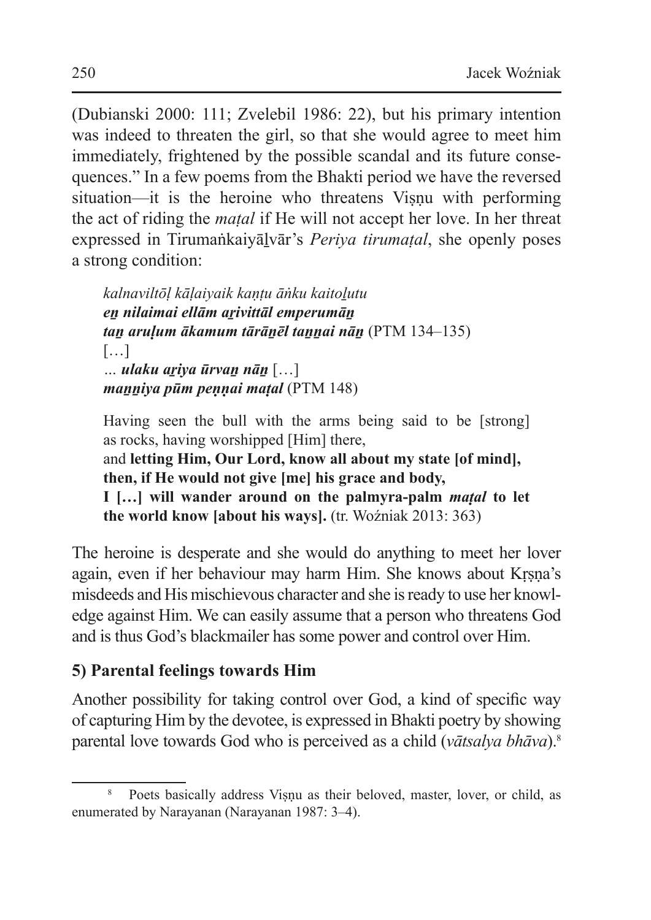(Dubianski 2000: 111; Zvelebil 1986: 22), but his primary intention was indeed to threaten the girl, so that she would agree to meet him immediately, frightened by the possible scandal and its future consequences." In a few poems from the Bhakti period we have the reversed situation—it is the heroine who threatens Viṣṇu with performing the act of riding the *maṭal* if He will not accept her love. In her threat expressed in Tirumaṅkaiyāḻvār's *Periya tirumaṭal*, she openly poses a strong condition:

> *kalnaviltōḷ kāḷaiyaik kaṇṭu āṅku kaitoḻutu*
> ***eṉ nilaimai ellām aṟivittāl emperumāṉ***
> ***taṉ aruḷum ākamum tārāṉēl taṉṉai nāṉ*** (PTM 134–135)
> […]
> … ***ulaku aṟiya ūrvaṉ nāṉ*** […]
> ***maṉṉiya pūm peṇṇai maṭal*** (PTM 148)
>
> Having seen the bull with the arms being said to be [strong] as rocks, having worshipped [Him] there,
> and **letting Him, Our Lord, know all about my state [of mind], then, if He would not give [me] his grace and body,**
> **I […] will wander around on the palmyra-palm *maṭal* to let the world know [about his ways].** (tr. Woźniak 2013: 363)

The heroine is desperate and she would do anything to meet her lover again, even if her behaviour may harm Him. She knows about Kṛṣṇa's misdeeds and His mischievous character and she is ready to use her knowledge against Him. We can easily assume that a person who threatens God and is thus God's blackmailer has some power and control over Him.

## 5) Parental feelings towards Him

Another possibility for taking control over God, a kind of specific way of capturing Him by the devotee, is expressed in Bhakti poetry by showing parental love towards God who is perceived as a child (*vātsalya bhāva*).[8]

---

[8] Poets basically address Viṣṇu as their beloved, master, lover, or child, as enumerated by Narayanan (Narayanan 1987: 3–4).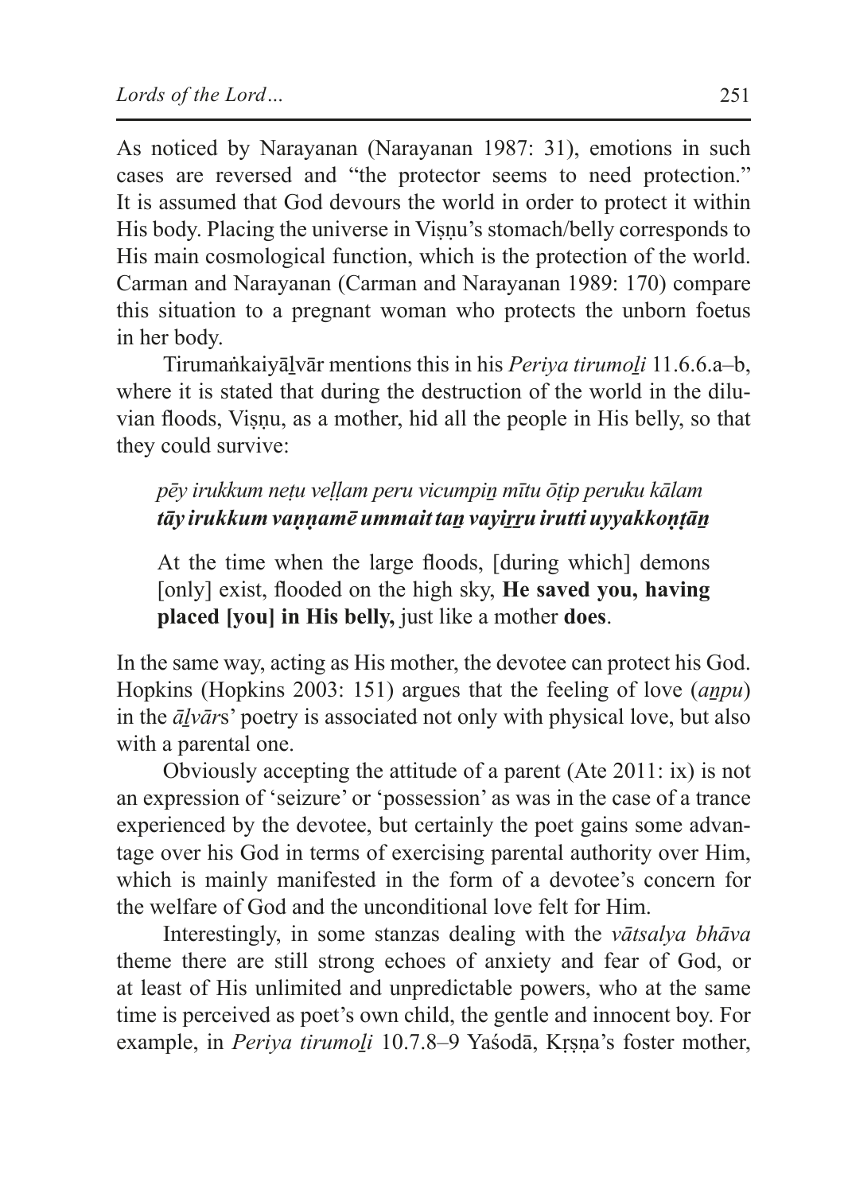As noticed by Narayanan (Narayanan 1987: 31), emotions in such cases are reversed and "the protector seems to need protection." It is assumed that God devours the world in order to protect it within His body. Placing the universe in Viṣṇu's stomach/belly corresponds to His main cosmological function, which is the protection of the world. Carman and Narayanan (Carman and Narayanan 1989: 170) compare this situation to a pregnant woman who protects the unborn foetus in her body.

Tirumaṅkaiyāḻvār mentions this in his *Periya tirumoḻi* 11.6.6.a–b, where it is stated that during the destruction of the world in the diluvian floods, Viṣṇu, as a mother, hid all the people in His belly, so that they could survive:

> *pēy irukkum neṭu veḷḷam peru vicumpiṉ mītu ōṭip peruku kālam*
> ***tāy irukkum vaṇṇamē ummait taṉ vayiṟṟu irutti uyyakkoṇṭāṉ***
>
> At the time when the large floods, [during which] demons [only] exist, flooded on the high sky, **He saved you, having placed [you] in His belly,** just like a mother **does**.

In the same way, acting as His mother, the devotee can protect his God. Hopkins (Hopkins 2003: 151) argues that the feeling of love (*aṉpu*) in the *āḻvār*s' poetry is associated not only with physical love, but also with a parental one.

Obviously accepting the attitude of a parent (Ate 2011: ix) is not an expression of 'seizure' or 'possession' as was in the case of a trance experienced by the devotee, but certainly the poet gains some advantage over his God in terms of exercising parental authority over Him, which is mainly manifested in the form of a devotee's concern for the welfare of God and the unconditional love felt for Him.

Interestingly, in some stanzas dealing with the *vātsalya bhāva* theme there are still strong echoes of anxiety and fear of God, or at least of His unlimited and unpredictable powers, who at the same time is perceived as poet's own child, the gentle and innocent boy. For example, in *Periya tirumoḻi* 10.7.8–9 Yaśodā, Kṛṣṇa's foster mother,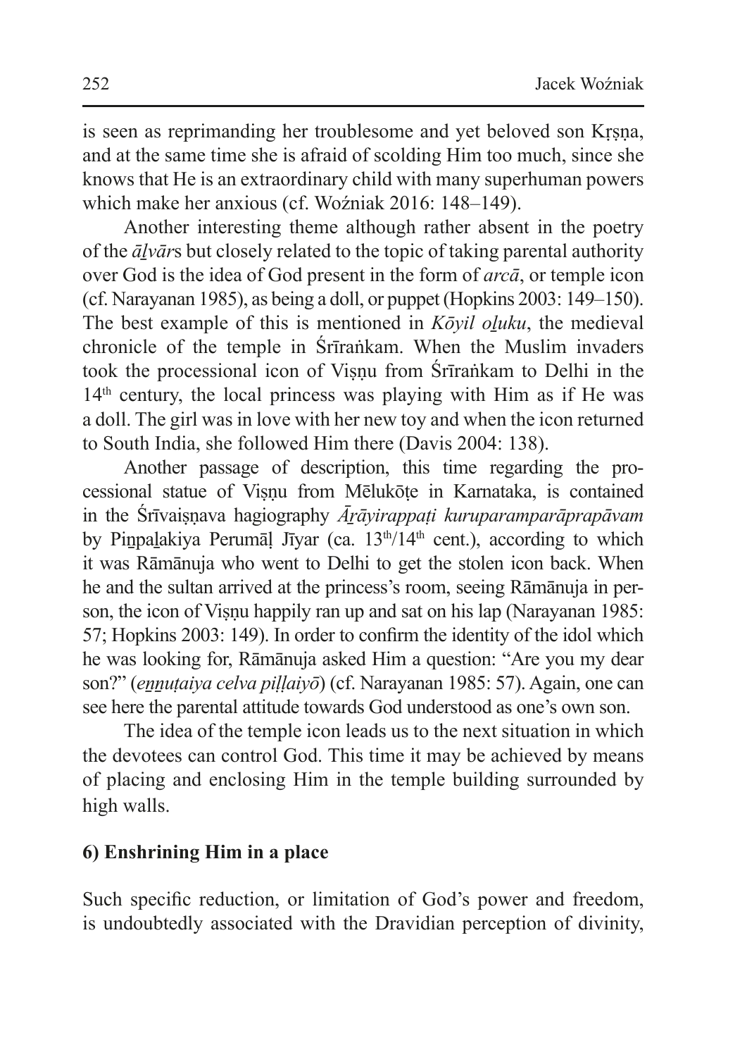is seen as reprimanding her troublesome and yet beloved son Kṛṣṇa, and at the same time she is afraid of scolding Him too much, since she knows that He is an extraordinary child with many superhuman powers which make her anxious (cf. Woźniak 2016: 148–149).

Another interesting theme although rather absent in the poetry of the *āḻvār*s but closely related to the topic of taking parental authority over God is the idea of God present in the form of *arcā*, or temple icon (cf. Narayanan 1985), as being a doll, or puppet (Hopkins 2003: 149–150). The best example of this is mentioned in *Kōyil oḻuku*, the medieval chronicle of the temple in Śrīraṅkam. When the Muslim invaders took the processional icon of Viṣṇu from Śrīraṅkam to Delhi in the 14th century, the local princess was playing with Him as if He was a doll. The girl was in love with her new toy and when the icon returned to South India, she followed Him there (Davis 2004: 138).

Another passage of description, this time regarding the processional statue of Viṣṇu from Mēlukōṭe in Karnataka, is contained in the Śrīvaiṣṇava hagiography *Āṟāyirappaṭi kuruparamparāprapāvam* by Piṉpaḻakiya Perumāḷ Jīyar (ca. 13th/14th cent.), according to which it was Rāmānuja who went to Delhi to get the stolen icon back. When he and the sultan arrived at the princess's room, seeing Rāmānuja in person, the icon of Viṣṇu happily ran up and sat on his lap (Narayanan 1985: 57; Hopkins 2003: 149). In order to confirm the identity of the idol which he was looking for, Rāmānuja asked Him a question: "Are you my dear son?" (*eṉṉuṭaiya celva piḷḷaiyō*) (cf. Narayanan 1985: 57). Again, one can see here the parental attitude towards God understood as one's own son.

The idea of the temple icon leads us to the next situation in which the devotees can control God. This time it may be achieved by means of placing and enclosing Him in the temple building surrounded by high walls.

### 6) Enshrining Him in a place

Such specific reduction, or limitation of God's power and freedom, is undoubtedly associated with the Dravidian perception of divinity,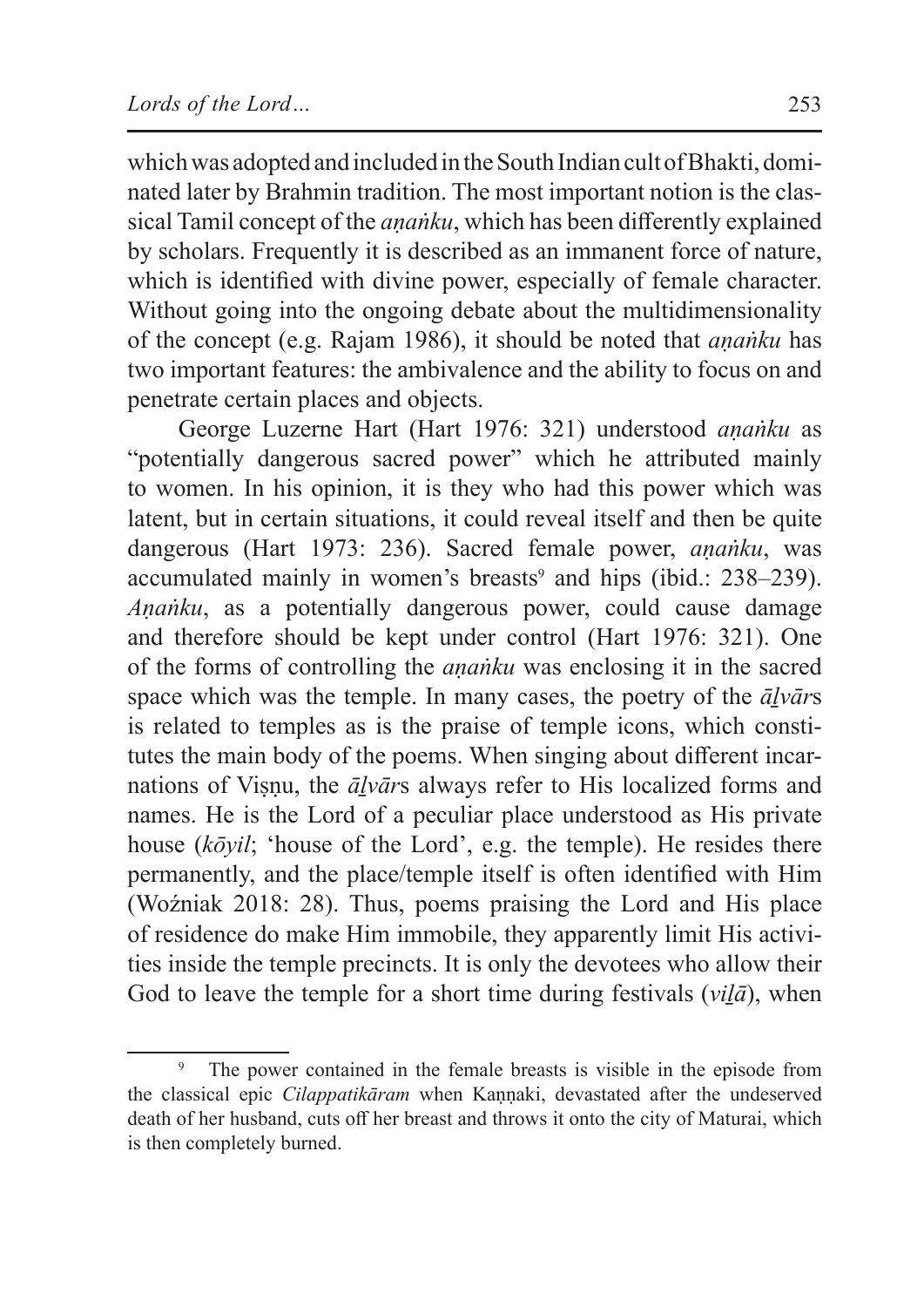which was adopted and included in the South Indian cult of Bhakti, dominated later by Brahmin tradition. The most important notion is the classical Tamil concept of the *aṇaṅku*, which has been differently explained by scholars. Frequently it is described as an immanent force of nature, which is identified with divine power, especially of female character. Without going into the ongoing debate about the multidimensionality of the concept (e.g. Rajam 1986), it should be noted that *aṇaṅku* has two important features: the ambivalence and the ability to focus on and penetrate certain places and objects.

George Luzerne Hart (Hart 1976: 321) understood *aṇaṅku* as "potentially dangerous sacred power" which he attributed mainly to women. In his opinion, it is they who had this power which was latent, but in certain situations, it could reveal itself and then be quite dangerous (Hart 1973: 236). Sacred female power, *aṇaṅku*, was accumulated mainly in women's breasts[9] and hips (ibid.: 238–239). *Aṇaṅku*, as a potentially dangerous power, could cause damage and therefore should be kept under control (Hart 1976: 321). One of the forms of controlling the *aṇaṅku* was enclosing it in the sacred space which was the temple. In many cases, the poetry of the *āḻvār*s is related to temples as is the praise of temple icons, which constitutes the main body of the poems. When singing about different incarnations of Viṣṇu, the *āḻvār*s always refer to His localized forms and names. He is the Lord of a peculiar place understood as His private house (*kōyil*; 'house of the Lord', e.g. the temple). He resides there permanently, and the place/temple itself is often identified with Him (Woźniak 2018: 28). Thus, poems praising the Lord and His place of residence do make Him immobile, they apparently limit His activities inside the temple precincts. It is only the devotees who allow their God to leave the temple for a short time during festivals (*viḻā*), when

---

[9] The power contained in the female breasts is visible in the episode from the classical epic *Cilappatikāram* when Kaṇṇaki, devastated after the undeserved death of her husband, cuts off her breast and throws it onto the city of Maturai, which is then completely burned.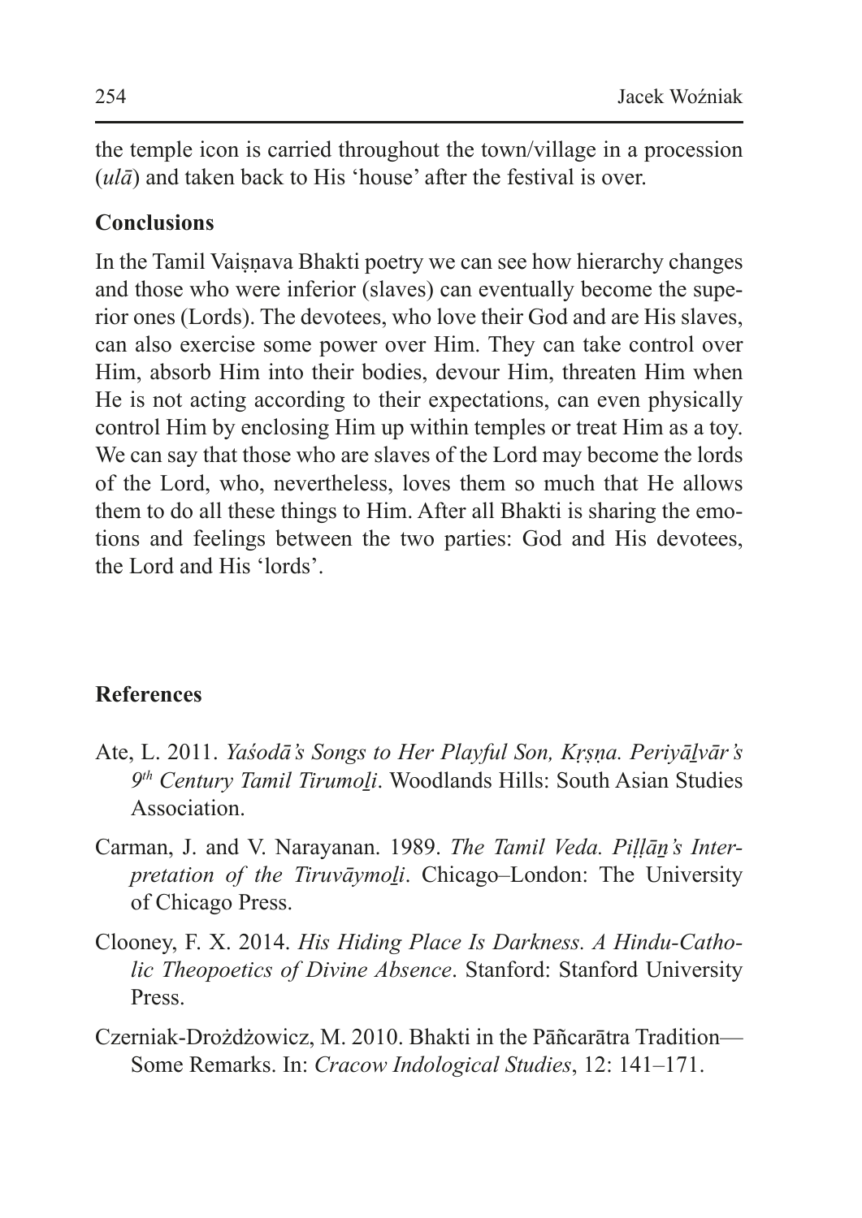the temple icon is carried throughout the town/village in a procession (*ulā*) and taken back to His 'house' after the festival is over.

## Conclusions

In the Tamil Vaiṣṇava Bhakti poetry we can see how hierarchy changes and those who were inferior (slaves) can eventually become the superior ones (Lords). The devotees, who love their God and are His slaves, can also exercise some power over Him. They can take control over Him, absorb Him into their bodies, devour Him, threaten Him when He is not acting according to their expectations, can even physically control Him by enclosing Him up within temples or treat Him as a toy. We can say that those who are slaves of the Lord may become the lords of the Lord, who, nevertheless, loves them so much that He allows them to do all these things to Him. After all Bhakti is sharing the emotions and feelings between the two parties: God and His devotees, the Lord and His 'lords'.

## References

Ate, L. 2011. *Yaśodā's Songs to Her Playful Son, Kṛṣṇa. Periyāḻvār's 9th Century Tamil Tirumoḻi*. Woodlands Hills: South Asian Studies Association.

Carman, J. and V. Narayanan. 1989. *The Tamil Veda. Piḷḷāṉ's Interpretation of the Tiruvāymoḻi*. Chicago–London: The University of Chicago Press.

Clooney, F. X. 2014. *His Hiding Place Is Darkness. A Hindu-Catholic Theopoetics of Divine Absence*. Stanford: Stanford University Press.

Czerniak-Drożdżowicz, M. 2010. Bhakti in the Pāñcarātra Tradition—Some Remarks. In: *Cracow Indological Studies*, 12: 141–171.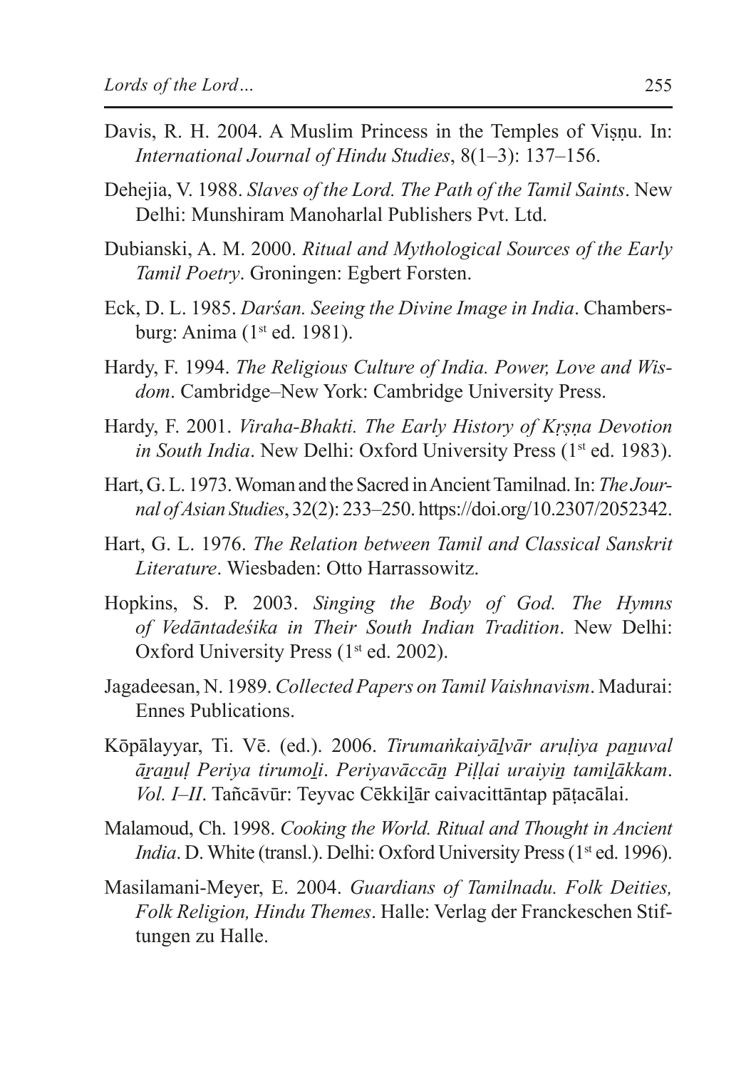Davis, R. H. 2004. A Muslim Princess in the Temples of Viṣṇu. In: *International Journal of Hindu Studies*, 8(1–3): 137–156.

Dehejia, V. 1988. *Slaves of the Lord. The Path of the Tamil Saints*. New Delhi: Munshiram Manoharlal Publishers Pvt. Ltd.

Dubianski, A. M. 2000. *Ritual and Mythological Sources of the Early Tamil Poetry*. Groningen: Egbert Forsten.

Eck, D. L. 1985. *Darśan. Seeing the Divine Image in India*. Chambersburg: Anima (1st ed. 1981).

Hardy, F. 1994. *The Religious Culture of India. Power, Love and Wisdom*. Cambridge–New York: Cambridge University Press.

Hardy, F. 2001. *Viraha-Bhakti. The Early History of Kṛṣṇa Devotion in South India*. New Delhi: Oxford University Press (1st ed. 1983).

Hart, G. L. 1973. Woman and the Sacred in Ancient Tamilnad. In: *The Journal of Asian Studies*, 32(2): 233–250. https://doi.org/10.2307/2052342.

Hart, G. L. 1976. *The Relation between Tamil and Classical Sanskrit Literature*. Wiesbaden: Otto Harrassowitz.

Hopkins, S. P. 2003. *Singing the Body of God. The Hymns of Vedāntadeśika in Their South Indian Tradition*. New Delhi: Oxford University Press (1st ed. 2002).

Jagadeesan, N. 1989. *Collected Papers on Tamil Vaishnavism*. Madurai: Ennes Publications.

Kōpālayyar, Ti. Vē. (ed.). 2006. *Tirumaṅkaiyāḻvār aruḷiya paṉuval āṟaṉuḷ Periya tirumoḻi*. *Periyavāccāṉ Piḷḷai uraiyiṉ tamiḻākkam*. *Vol. I–II*. Tañcāvūr: Teyvac Cēkkiḻār caivacittāntap pāṭacālai.

Malamoud, Ch. 1998. *Cooking the World. Ritual and Thought in Ancient India*. D. White (transl.). Delhi: Oxford University Press (1st ed. 1996).

Masilamani-Meyer, E. 2004. *Guardians of Tamilnadu. Folk Deities, Folk Religion, Hindu Themes*. Halle: Verlag der Franckeschen Stiftungen zu Halle.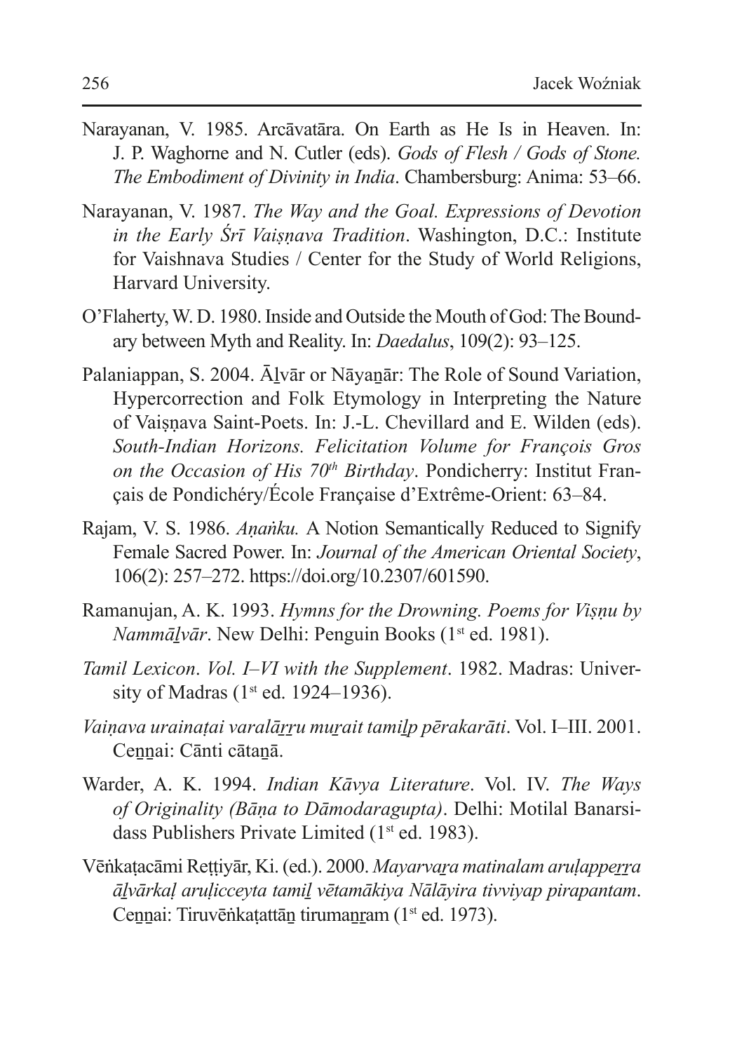Narayanan, V. 1985. Arcāvatāra. On Earth as He Is in Heaven. In: J. P. Waghorne and N. Cutler (eds). *Gods of Flesh / Gods of Stone. The Embodiment of Divinity in India*. Chambersburg: Anima: 53–66.

Narayanan, V. 1987. *The Way and the Goal. Expressions of Devotion in the Early Śrī Vaiṣṇava Tradition*. Washington, D.C.: Institute for Vaishnava Studies / Center for the Study of World Religions, Harvard University.

O'Flaherty, W. D. 1980. Inside and Outside the Mouth of God: The Boundary between Myth and Reality. In: *Daedalus*, 109(2): 93–125.

Palaniappan, S. 2004. Āḻvār or Nāyaṉār: The Role of Sound Variation, Hypercorrection and Folk Etymology in Interpreting the Nature of Vaiṣṇava Saint-Poets. In: J.-L. Chevillard and E. Wilden (eds). *South-Indian Horizons. Felicitation Volume for François Gros on the Occasion of His 70th Birthday*. Pondicherry: Institut Français de Pondichéry/École Française d'Extrême-Orient: 63–84.

Rajam, V. S. 1986. *Aṇaṅku.* A Notion Semantically Reduced to Signify Female Sacred Power. In: *Journal of the American Oriental Society*, 106(2): 257–272. https://doi.org/10.2307/601590.

Ramanujan, A. K. 1993. *Hymns for the Drowning. Poems for Viṣṇu by Nammāḻvār*. New Delhi: Penguin Books (1st ed. 1981).

*Tamil Lexicon*. *Vol. I–VI with the Supplement*. 1982. Madras: University of Madras (1st ed. 1924–1936).

*Vaiṇava urainaṭai varalāṟṟu muṟait tamiḻp pērakarāti*. Vol. I–III. 2001. Ceṉṉai: Cānti cātaṉā.

Warder, A. K. 1994. *Indian Kāvya Literature*. Vol. IV. *The Ways of Originality (Bāṇa to Dāmodaragupta)*. Delhi: Motilal Banarsidass Publishers Private Limited (1st ed. 1983).

Vēṅkaṭacāmi Reṭṭiyār, Ki. (ed.). 2000. *Mayarvaṟa matinalam aruḷappeṟṟa āḻvārkaḷ aruḷicceyta tamiḻ vētamākiya Nālāyira tivviyap pirapantam*. Ceṉṉai: Tiruvēṅkaṭattāṉ tirumaṉṟam (1st ed. 1973).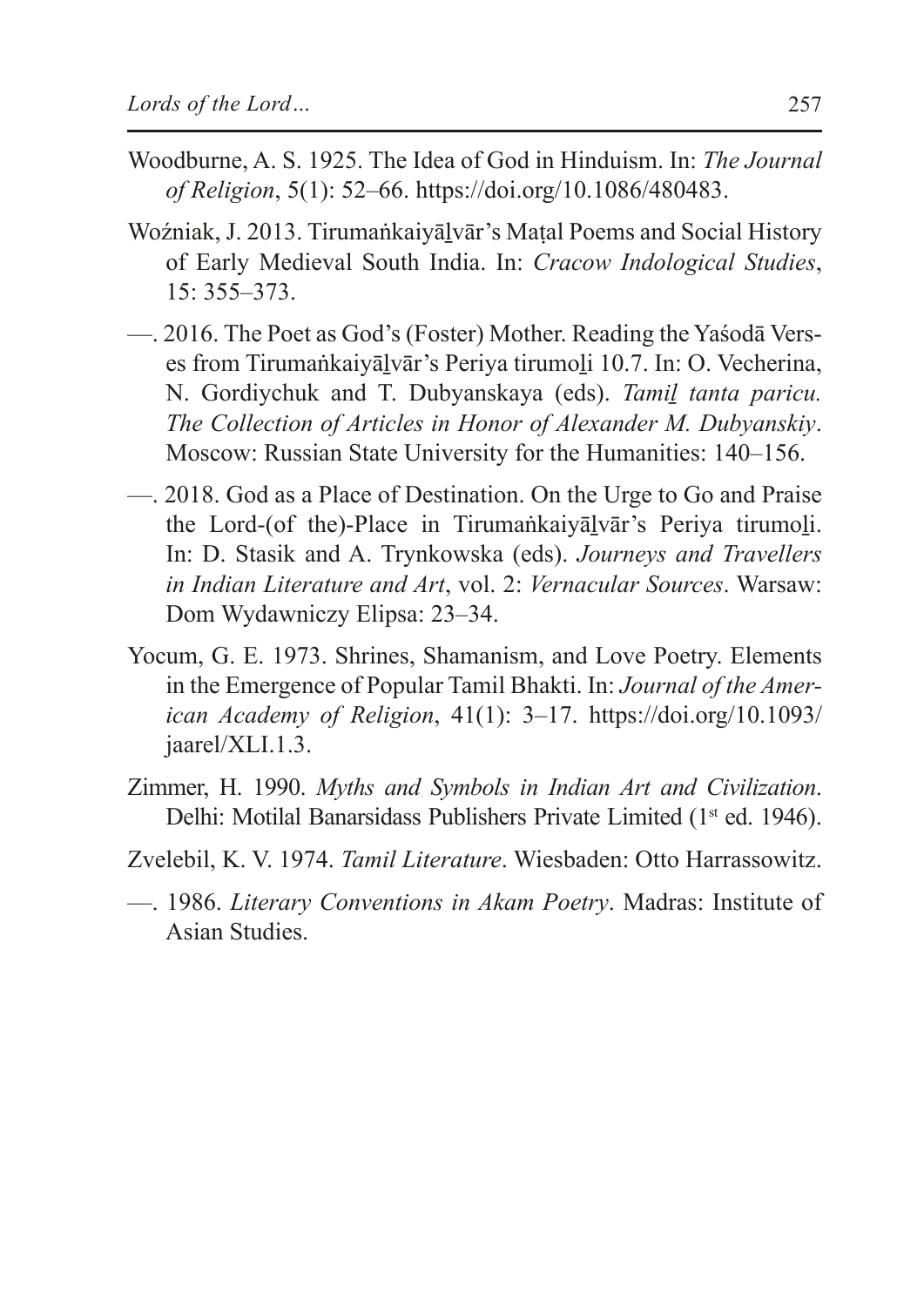Woodburne, A. S. 1925. The Idea of God in Hinduism. In: *The Journal of Religion*, 5(1): 52–66. https://doi.org/10.1086/480483.

Woźniak, J. 2013. Tirumaṅkaiyāḻvār's Maṭal Poems and Social History of Early Medieval South India. In: *Cracow Indological Studies*, 15: 355–373.

—. 2016. The Poet as God's (Foster) Mother. Reading the Yaśodā Verses from Tirumaṅkaiyāḻvār's Periya tirumoḻi 10.7. In: O. Vecherina, N. Gordiychuk and T. Dubyanskaya (eds). *Tamiḻ tanta paricu. The Collection of Articles in Honor of Alexander M. Dubyanskiy*. Moscow: Russian State University for the Humanities: 140–156.

—. 2018. God as a Place of Destination. On the Urge to Go and Praise the Lord-(of the)-Place in Tirumaṅkaiyāḻvār's Periya tirumoḻi. In: D. Stasik and A. Trynkowska (eds). *Journeys and Travellers in Indian Literature and Art*, vol. 2: *Vernacular Sources*. Warsaw: Dom Wydawniczy Elipsa: 23–34.

Yocum, G. E. 1973. Shrines, Shamanism, and Love Poetry. Elements in the Emergence of Popular Tamil Bhakti. In: *Journal of the American Academy of Religion*, 41(1): 3–17. https://doi.org/10.1093/jaarel/XLI.1.3.

Zimmer, H. 1990. *Myths and Symbols in Indian Art and Civilization*. Delhi: Motilal Banarsidass Publishers Private Limited (1st ed. 1946).

Zvelebil, K. V. 1974. *Tamil Literature*. Wiesbaden: Otto Harrassowitz.

—. 1986. *Literary Conventions in Akam Poetry*. Madras: Institute of Asian Studies.